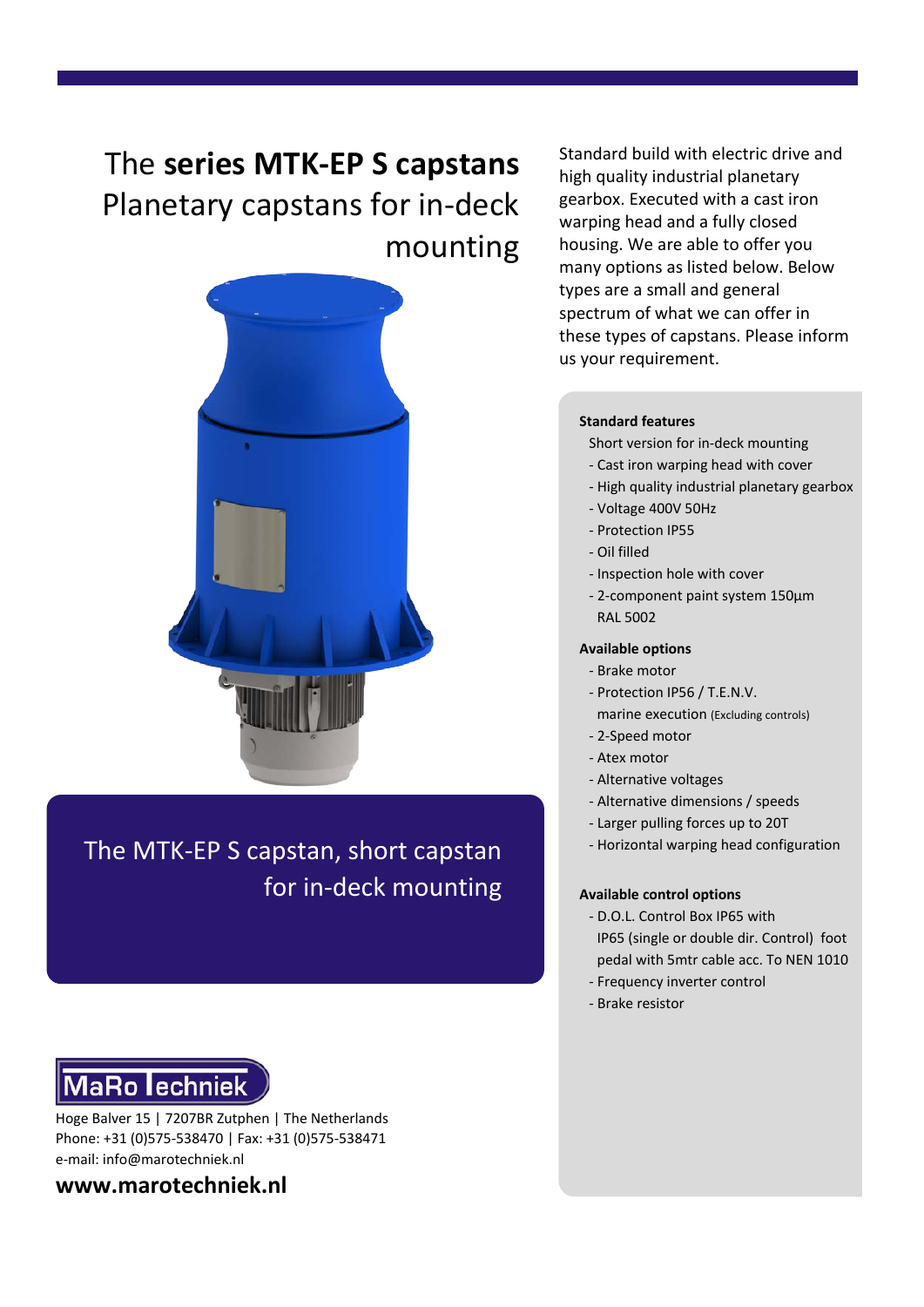# The **series MTK-EP S capstans** Planetary capstans for in-deck mounting

The MTK-EP S capstan, short capstan for in-deck mounting

Standard build with electric drive and high quality industrial planetary gearbox. Executed with a cast iron warping head and a fully closed housing. We are able to offer you many options as listed below. Below types are a small and general spectrum of what we can offer in these types of capstans. Please inform us your requirement.

**Standard features**

Short version for in-deck mounting

- Cast iron warping head with cover
- High quality industrial planetary gearbox
- Voltage 400V 50Hz
- Protection IP55
- Oil filled
- Inspection hole with cover
- 2-component paint system 150µm RAL 5002

**Available options**

- Brake motor
- Protection IP56 / T.E.N.V. marine execution (Excluding controls)
- 2-Speed motor
- Atex motor
- Alternative voltages
- Alternative dimensions / speeds
- Larger pulling forces up to 20T
- Horizontal warping head configuration

**Available control options**

- D.O.L. Control Box IP65 with IP65 (single or double dir. Control) foot pedal with 5mtr cable acc. To NEN 1010
- Frequency inverter control
- Brake resistor

MaRo Techniek

Hoge Balver 15 | 7207BR Zutphen | The Netherlands
Phone: +31 (0)575-538470 | Fax: +31 (0)575-538471
e-mail: info@marotechniek.nl

**www.marotechniek.nl**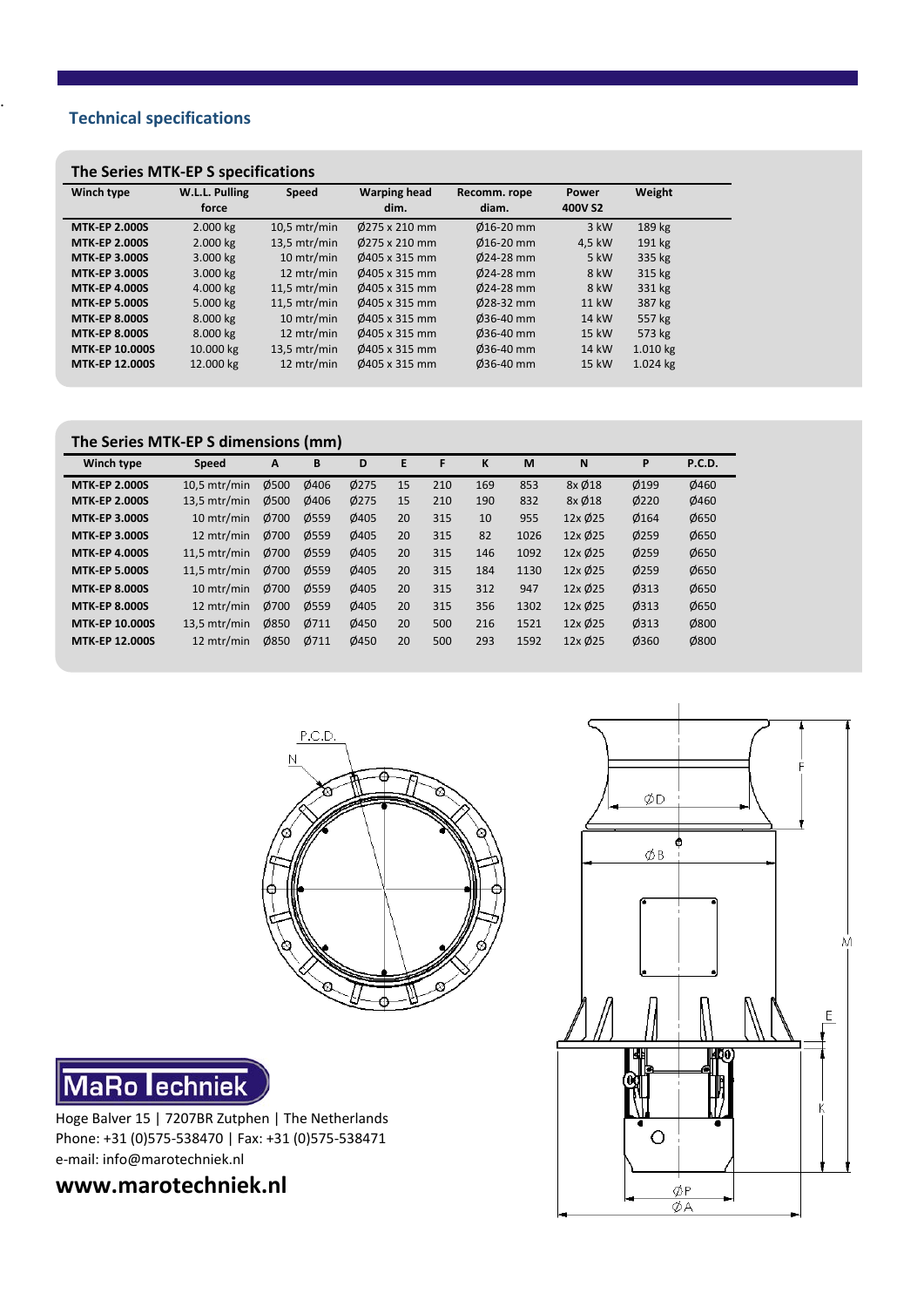## Technical specifications

### The Series MTK-EP S specifications

| Winch type | W.L.L. Pulling force | Speed | Warping head dim. | Recomm. rope diam. | Power 400V S2 | Weight |
|---|---|---|---|---|---|---|
| **MTK-EP 2.000S** | 2.000 kg | 10,5 mtr/min | Ø275 x 210 mm | Ø16-20 mm | 3 kW | 189 kg |
| **MTK-EP 2.000S** | 2.000 kg | 13,5 mtr/min | Ø275 x 210 mm | Ø16-20 mm | 4,5 kW | 191 kg |
| **MTK-EP 3.000S** | 3.000 kg | 10 mtr/min | Ø405 x 315 mm | Ø24-28 mm | 5 kW | 335 kg |
| **MTK-EP 3.000S** | 3.000 kg | 12 mtr/min | Ø405 x 315 mm | Ø24-28 mm | 8 kW | 315 kg |
| **MTK-EP 4.000S** | 4.000 kg | 11,5 mtr/min | Ø405 x 315 mm | Ø24-28 mm | 8 kW | 331 kg |
| **MTK-EP 5.000S** | 5.000 kg | 11,5 mtr/min | Ø405 x 315 mm | Ø28-32 mm | 11 kW | 387 kg |
| **MTK-EP 8.000S** | 8.000 kg | 10 mtr/min | Ø405 x 315 mm | Ø36-40 mm | 14 kW | 557 kg |
| **MTK-EP 8.000S** | 8.000 kg | 12 mtr/min | Ø405 x 315 mm | Ø36-40 mm | 15 kW | 573 kg |
| **MTK-EP 10.000S** | 10.000 kg | 13,5 mtr/min | Ø405 x 315 mm | Ø36-40 mm | 14 kW | 1.010 kg |
| **MTK-EP 12.000S** | 12.000 kg | 12 mtr/min | Ø405 x 315 mm | Ø36-40 mm | 15 kW | 1.024 kg |

### The Series MTK-EP S dimensions (mm)

| Winch type | Speed | A | B | D | E | F | K | M | N | P | P.C.D. |
|---|---|---|---|---|---|---|---|---|---|---|---|
| **MTK-EP 2.000S** | 10,5 mtr/min | Ø500 | Ø406 | Ø275 | 15 | 210 | 169 | 853 | 8x Ø18 | Ø199 | Ø460 |
| **MTK-EP 2.000S** | 13,5 mtr/min | Ø500 | Ø406 | Ø275 | 15 | 210 | 190 | 832 | 8x Ø18 | Ø220 | Ø460 |
| **MTK-EP 3.000S** | 10 mtr/min | Ø700 | Ø559 | Ø405 | 20 | 315 | 10 | 955 | 12x Ø25 | Ø164 | Ø650 |
| **MTK-EP 3.000S** | 12 mtr/min | Ø700 | Ø559 | Ø405 | 20 | 315 | 82 | 1026 | 12x Ø25 | Ø259 | Ø650 |
| **MTK-EP 4.000S** | 11,5 mtr/min | Ø700 | Ø559 | Ø405 | 20 | 315 | 146 | 1092 | 12x Ø25 | Ø259 | Ø650 |
| **MTK-EP 5.000S** | 11,5 mtr/min | Ø700 | Ø559 | Ø405 | 20 | 315 | 184 | 1130 | 12x Ø25 | Ø259 | Ø650 |
| **MTK-EP 8.000S** | 10 mtr/min | Ø700 | Ø559 | Ø405 | 20 | 315 | 312 | 947 | 12x Ø25 | Ø313 | Ø650 |
| **MTK-EP 8.000S** | 12 mtr/min | Ø700 | Ø559 | Ø405 | 20 | 315 | 356 | 1302 | 12x Ø25 | Ø313 | Ø650 |
| **MTK-EP 10.000S** | 13,5 mtr/min | Ø850 | Ø711 | Ø450 | 20 | 500 | 216 | 1521 | 12x Ø25 | Ø313 | Ø800 |
| **MTK-EP 12.000S** | 12 mtr/min | Ø850 | Ø711 | Ø450 | 20 | 500 | 293 | 1592 | 12x Ø25 | Ø360 | Ø800 |

P.C.D.
N
ØD
ØB
F
M
E
K
ØP
ØA

**MaRo Techniek**

Hoge Balver 15 | 7207BR Zutphen | The Netherlands
Phone: +31 (0)575-538470 | Fax: +31 (0)575-538471
e-mail: info@marotechniek.nl

## www.marotechniek.nl